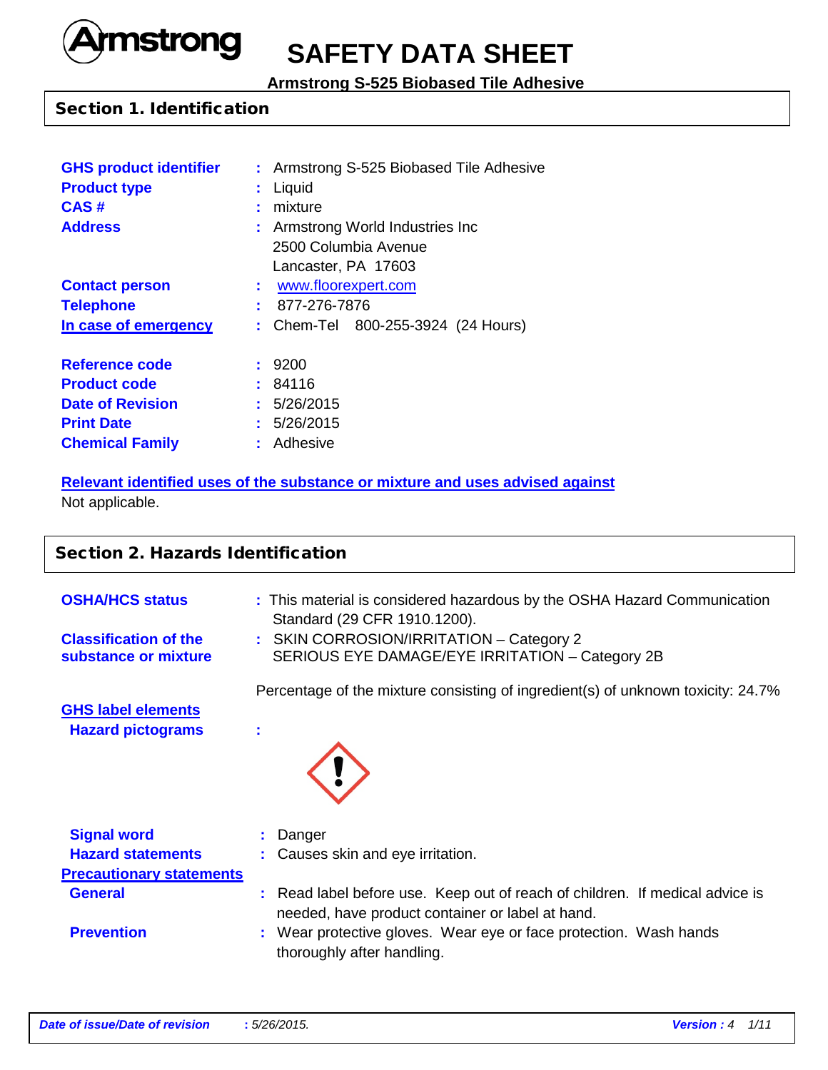Armstrong

# SAFETY DATA SHEET

**Armstrong S-525 Biobased Tile Adhesive**

## Section 1. Identification

| | | |
|---|---|---|
| **GHS product identifier** | : | Armstrong S-525 Biobased Tile Adhesive |
| **Product type** | : | Liquid |
| **CAS #** | : | mixture |
| **Address** | : | Armstrong World Industries Inc<br>2500 Columbia Avenue<br>Lancaster, PA 17603 |
| **Contact person** | : | www.floorexpert.com |
| **Telephone** | : | 877-276-7876 |
| **In case of emergency** | : | Chem-Tel 800-255-3924 (24 Hours) |
| **Reference code** | : | 9200 |
| **Product code** | : | 84116 |
| **Date of Revision** | : | 5/26/2015 |
| **Print Date** | : | 5/26/2015 |
| **Chemical Family** | : | Adhesive |

**Relevant identified uses of the substance or mixture and uses advised against**

Not applicable.

## Section 2. Hazards Identification

**OSHA/HCS status** : This material is considered hazardous by the OSHA Hazard Communication Standard (29 CFR 1910.1200).

**Classification of the substance or mixture** : SKIN CORROSION/IRRITATION – Category 2
SERIOUS EYE DAMAGE/EYE IRRITATION – Category 2B

Percentage of the mixture consisting of ingredient(s) of unknown toxicity: 24.7%

**GHS label elements**

**Hazard pictograms** :

**Signal word** : Danger

**Hazard statements** : Causes skin and eye irritation.

**Precautionary statements**

**General** : Read label before use. Keep out of reach of children. If medical advice is needed, have product container or label at hand.

**Prevention** : Wear protective gloves. Wear eye or face protection. Wash hands thoroughly after handling.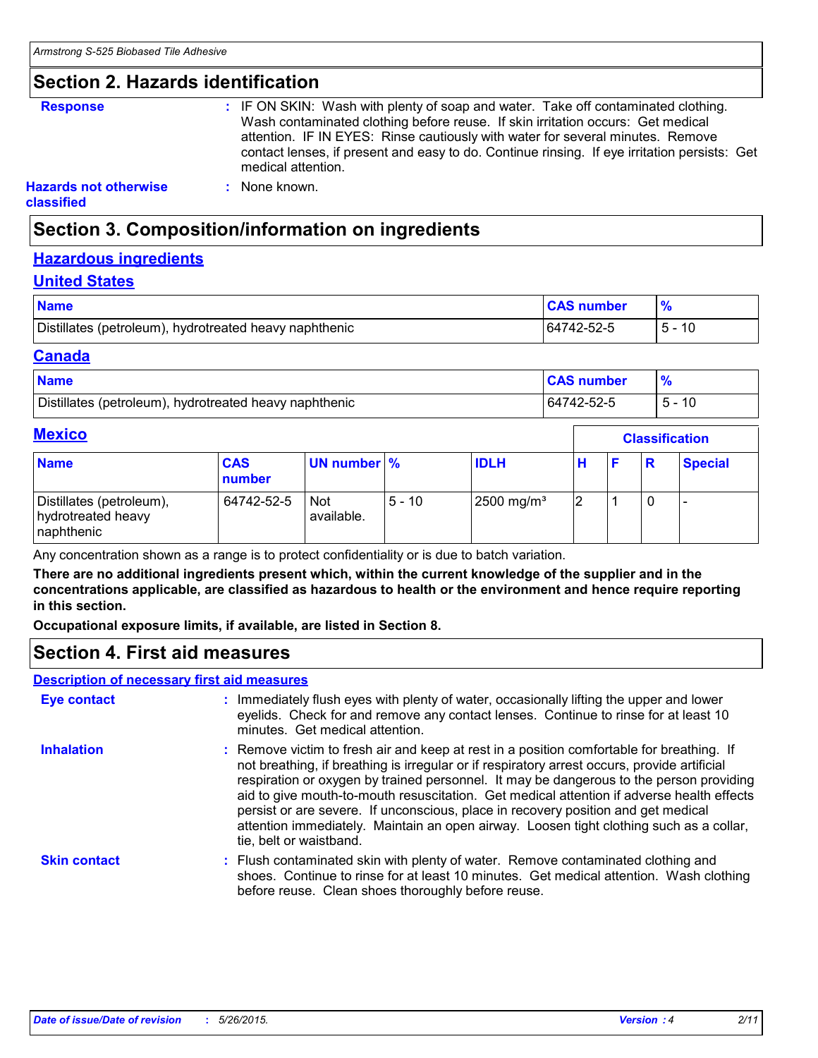## Section 2. Hazards identification

**Response** : IF ON SKIN: Wash with plenty of soap and water. Take off contaminated clothing. Wash contaminated clothing before reuse. If skin irritation occurs: Get medical attention. IF IN EYES: Rinse cautiously with water for several minutes. Remove contact lenses, if present and easy to do. Continue rinsing. If eye irritation persists: Get medical attention.

**Hazards not otherwise classified** : None known.

## Section 3. Composition/information on ingredients

### Hazardous ingredients

### United States

| Name | CAS number | % |
|---|---|---|
| Distillates (petroleum), hydrotreated heavy naphthenic | 64742-52-5 | 5 - 10 |

### Canada

| Name | CAS number | % |
|---|---|---|
| Distillates (petroleum), hydrotreated heavy naphthenic | 64742-52-5 | 5 - 10 |

### Mexico

| | | | | | Classification | | | |
|---|---|---|---|---|---|---|---|---|
| **Name** | **CAS number** | **UN number** | **%** | **IDLH** | **H** | **F** | **R** | **Special** |
| Distillates (petroleum), hydrotreated heavy naphthenic | 64742-52-5 | Not available. | 5 - 10 | 2500 mg/m³ | 2 | 1 | 0 | - |

Any concentration shown as a range is to protect confidentiality or is due to batch variation.

**There are no additional ingredients present which, within the current knowledge of the supplier and in the concentrations applicable, are classified as hazardous to health or the environment and hence require reporting in this section.**

**Occupational exposure limits, if available, are listed in Section 8.**

## Section 4. First aid measures

### Description of necessary first aid measures

**Eye contact** : Immediately flush eyes with plenty of water, occasionally lifting the upper and lower eyelids. Check for and remove any contact lenses. Continue to rinse for at least 10 minutes. Get medical attention.

**Inhalation** : Remove victim to fresh air and keep at rest in a position comfortable for breathing. If not breathing, if breathing is irregular or if respiratory arrest occurs, provide artificial respiration or oxygen by trained personnel. It may be dangerous to the person providing aid to give mouth-to-mouth resuscitation. Get medical attention if adverse health effects persist or are severe. If unconscious, place in recovery position and get medical attention immediately. Maintain an open airway. Loosen tight clothing such as a collar, tie, belt or waistband.

**Skin contact** : Flush contaminated skin with plenty of water. Remove contaminated clothing and shoes. Continue to rinse for at least 10 minutes. Get medical attention. Wash clothing before reuse. Clean shoes thoroughly before reuse.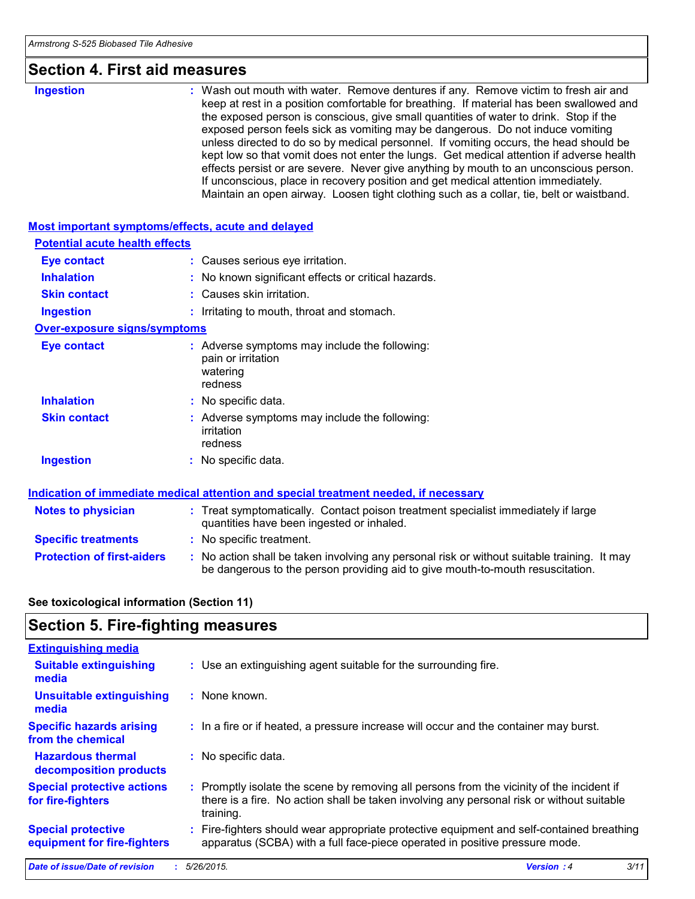## Section 4. First aid measures

**Ingestion** : Wash out mouth with water. Remove dentures if any. Remove victim to fresh air and keep at rest in a position comfortable for breathing. If material has been swallowed and the exposed person is conscious, give small quantities of water to drink. Stop if the exposed person feels sick as vomiting may be dangerous. Do not induce vomiting unless directed to do so by medical personnel. If vomiting occurs, the head should be kept low so that vomit does not enter the lungs. Get medical attention if adverse health effects persist or are severe. Never give anything by mouth to an unconscious person. If unconscious, place in recovery position and get medical attention immediately. Maintain an open airway. Loosen tight clothing such as a collar, tie, belt or waistband.

### Most important symptoms/effects, acute and delayed

#### Potential acute health effects

**Eye contact** : Causes serious eye irritation.

**Inhalation** : No known significant effects or critical hazards.

**Skin contact** : Causes skin irritation.

**Ingestion** : Irritating to mouth, throat and stomach.

#### Over-exposure signs/symptoms

**Eye contact** : Adverse symptoms may include the following:
pain or irritation
watering
redness

**Inhalation** : No specific data.

**Skin contact** : Adverse symptoms may include the following:
irritation
redness

**Ingestion** : No specific data.

### Indication of immediate medical attention and special treatment needed, if necessary

**Notes to physician** : Treat symptomatically. Contact poison treatment specialist immediately if large quantities have been ingested or inhaled.

**Specific treatments** : No specific treatment.

**Protection of first-aiders** : No action shall be taken involving any personal risk or without suitable training. It may be dangerous to the person providing aid to give mouth-to-mouth resuscitation.

**See toxicological information (Section 11)**

## Section 5. Fire-fighting measures

### Extinguishing media

**Suitable extinguishing media** : Use an extinguishing agent suitable for the surrounding fire.

**Unsuitable extinguishing media** : None known.

**Specific hazards arising from the chemical** : In a fire or if heated, a pressure increase will occur and the container may burst.

**Hazardous thermal decomposition products** : No specific data.

**Special protective actions for fire-fighters** : Promptly isolate the scene by removing all persons from the vicinity of the incident if there is a fire. No action shall be taken involving any personal risk or without suitable training.

**Special protective equipment for fire-fighters** : Fire-fighters should wear appropriate protective equipment and self-contained breathing apparatus (SCBA) with a full face-piece operated in positive pressure mode.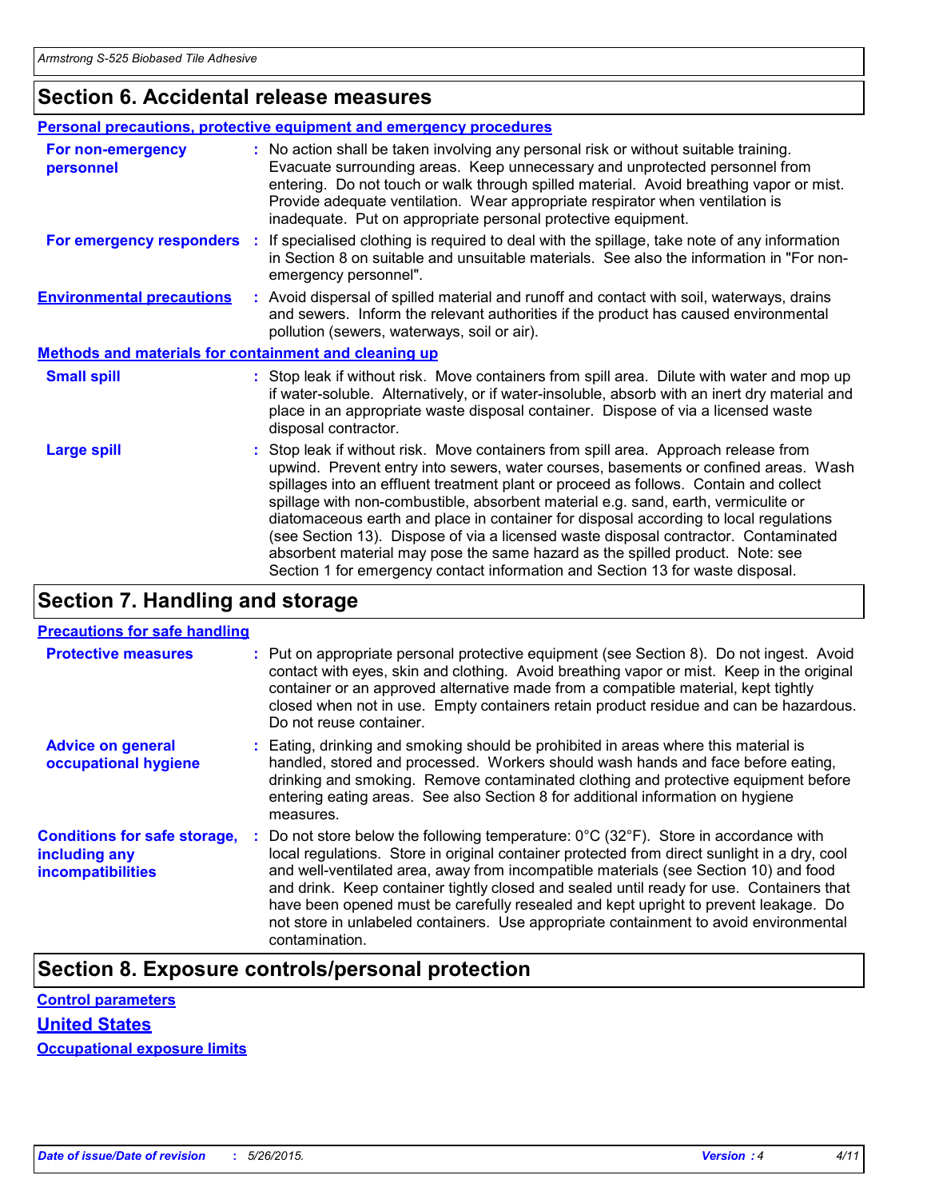## Section 6. Accidental release measures

### Personal precautions, protective equipment and emergency procedures

**For non-emergency personnel** : No action shall be taken involving any personal risk or without suitable training. Evacuate surrounding areas. Keep unnecessary and unprotected personnel from entering. Do not touch or walk through spilled material. Avoid breathing vapor or mist. Provide adequate ventilation. Wear appropriate respirator when ventilation is inadequate. Put on appropriate personal protective equipment.

**For emergency responders** : If specialised clothing is required to deal with the spillage, take note of any information in Section 8 on suitable and unsuitable materials. See also the information in "For non-emergency personnel".

**Environmental precautions** : Avoid dispersal of spilled material and runoff and contact with soil, waterways, drains and sewers. Inform the relevant authorities if the product has caused environmental pollution (sewers, waterways, soil or air).

### Methods and materials for containment and cleaning up

**Small spill** : Stop leak if without risk. Move containers from spill area. Dilute with water and mop up if water-soluble. Alternatively, or if water-insoluble, absorb with an inert dry material and place in an appropriate waste disposal container. Dispose of via a licensed waste disposal contractor.

**Large spill** : Stop leak if without risk. Move containers from spill area. Approach release from upwind. Prevent entry into sewers, water courses, basements or confined areas. Wash spillages into an effluent treatment plant or proceed as follows. Contain and collect spillage with non-combustible, absorbent material e.g. sand, earth, vermiculite or diatomaceous earth and place in container for disposal according to local regulations (see Section 13). Dispose of via a licensed waste disposal contractor. Contaminated absorbent material may pose the same hazard as the spilled product. Note: see Section 1 for emergency contact information and Section 13 for waste disposal.

## Section 7. Handling and storage

### Precautions for safe handling

**Protective measures** : Put on appropriate personal protective equipment (see Section 8). Do not ingest. Avoid contact with eyes, skin and clothing. Avoid breathing vapor or mist. Keep in the original container or an approved alternative made from a compatible material, kept tightly closed when not in use. Empty containers retain product residue and can be hazardous. Do not reuse container.

**Advice on general occupational hygiene** : Eating, drinking and smoking should be prohibited in areas where this material is handled, stored and processed. Workers should wash hands and face before eating, drinking and smoking. Remove contaminated clothing and protective equipment before entering eating areas. See also Section 8 for additional information on hygiene measures.

**Conditions for safe storage, including any incompatibilities** : Do not store below the following temperature: 0°C (32°F). Store in accordance with local regulations. Store in original container protected from direct sunlight in a dry, cool and well-ventilated area, away from incompatible materials (see Section 10) and food and drink. Keep container tightly closed and sealed until ready for use. Containers that have been opened must be carefully resealed and kept upright to prevent leakage. Do not store in unlabeled containers. Use appropriate containment to avoid environmental contamination.

## Section 8. Exposure controls/personal protection

### Control parameters

### United States

### Occupational exposure limits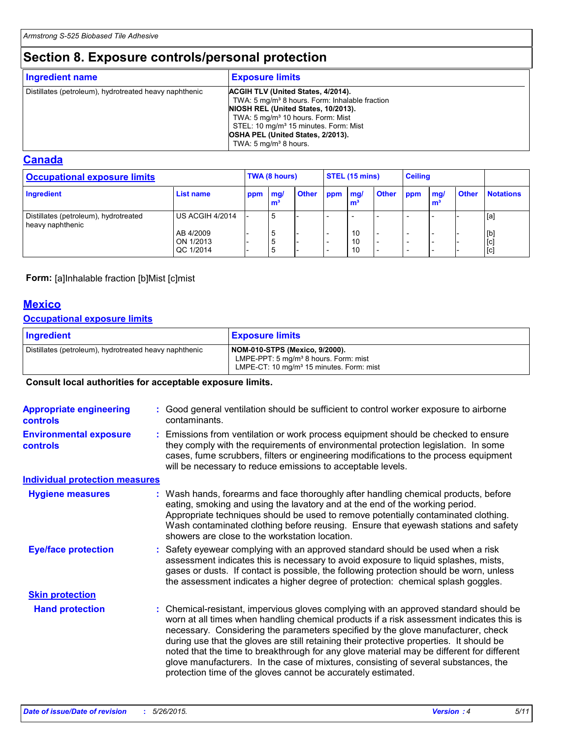# Section 8. Exposure controls/personal protection

| Ingredient name | Exposure limits |
| --- | --- |
| Distillates (petroleum), hydrotreated heavy naphthenic | **ACGIH TLV (United States, 4/2014).**<br>TWA: 5 mg/m³ 8 hours. Form: Inhalable fraction<br>**NIOSH REL (United States, 10/2013).**<br>TWA: 5 mg/m³ 10 hours. Form: Mist<br>STEL: 10 mg/m³ 15 minutes. Form: Mist<br>**OSHA PEL (United States, 2/2013).**<br>TWA: 5 mg/m³ 8 hours. |

## Canada

| Occupational exposure limits | | TWA (8 hours) | | | STEL (15 mins) | | | Ceiling | | | |
| --- | --- | --- | --- | --- | --- | --- | --- | --- | --- | --- | --- |
| **Ingredient** | **List name** | **ppm** | **mg/m³** | **Other** | **ppm** | **mg/m³** | **Other** | **ppm** | **mg/m³** | **Other** | **Notations** |
| Distillates (petroleum), hydrotreated heavy naphthenic | US ACGIH 4/2014 | - | 5 | - | - | - | - | - | - | - | [a] |
| | AB 4/2009 | - | 5 | - | - | 10 | - | - | - | - | [b] |
| | ON 1/2013 | - | 5 | - | - | 10 | - | - | - | - | [c] |
| | QC 1/2014 | - | 5 | - | - | 10 | - | - | - | - | [c] |

**Form:** [a]Inhalable fraction [b]Mist [c]mist

## Mexico

### Occupational exposure limits

| Ingredient | Exposure limits |
| --- | --- |
| Distillates (petroleum), hydrotreated heavy naphthenic | **NOM-010-STPS (Mexico, 9/2000).**<br>LMPE-PPT: 5 mg/m³ 8 hours. Form: mist<br>LMPE-CT: 10 mg/m³ 15 minutes. Form: mist |

**Consult local authorities for acceptable exposure limits.**

**Appropriate engineering controls** : Good general ventilation should be sufficient to control worker exposure to airborne contaminants.

**Environmental exposure controls** : Emissions from ventilation or work process equipment should be checked to ensure they comply with the requirements of environmental protection legislation. In some cases, fume scrubbers, filters or engineering modifications to the process equipment will be necessary to reduce emissions to acceptable levels.

### Individual protection measures

**Hygiene measures** : Wash hands, forearms and face thoroughly after handling chemical products, before eating, smoking and using the lavatory and at the end of the working period. Appropriate techniques should be used to remove potentially contaminated clothing. Wash contaminated clothing before reusing. Ensure that eyewash stations and safety showers are close to the workstation location.

**Eye/face protection** : Safety eyewear complying with an approved standard should be used when a risk assessment indicates this is necessary to avoid exposure to liquid splashes, mists, gases or dusts. If contact is possible, the following protection should be worn, unless the assessment indicates a higher degree of protection: chemical splash goggles.

#### Skin protection

**Hand protection** : Chemical-resistant, impervious gloves complying with an approved standard should be worn at all times when handling chemical products if a risk assessment indicates this is necessary. Considering the parameters specified by the glove manufacturer, check during use that the gloves are still retaining their protective properties. It should be noted that the time to breakthrough for any glove material may be different for different glove manufacturers. In the case of mixtures, consisting of several substances, the protection time of the gloves cannot be accurately estimated.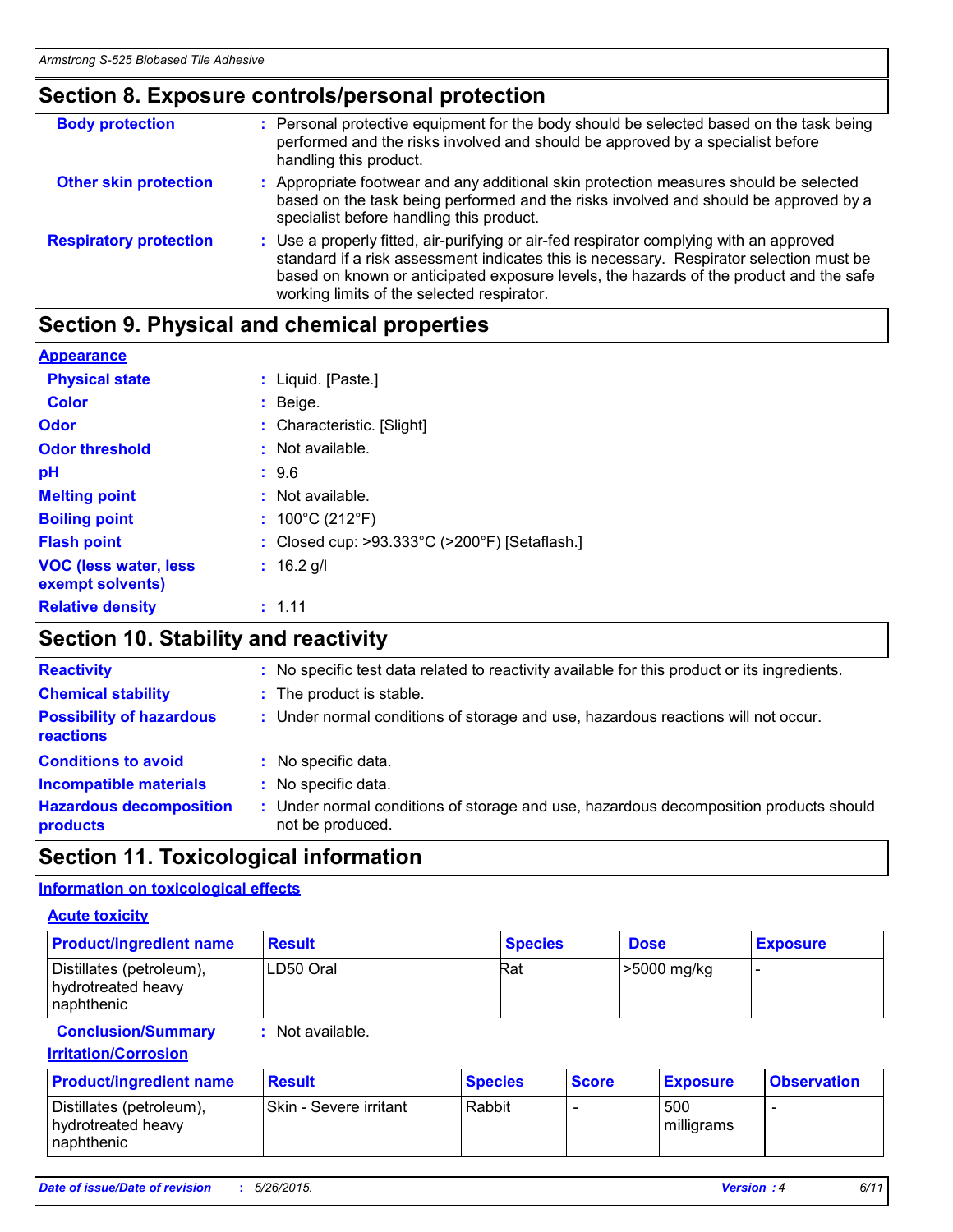## Section 8. Exposure controls/personal protection

**Body protection** : Personal protective equipment for the body should be selected based on the task being performed and the risks involved and should be approved by a specialist before handling this product.

**Other skin protection** : Appropriate footwear and any additional skin protection measures should be selected based on the task being performed and the risks involved and should be approved by a specialist before handling this product.

**Respiratory protection** : Use a properly fitted, air-purifying or air-fed respirator complying with an approved standard if a risk assessment indicates this is necessary. Respirator selection must be based on known or anticipated exposure levels, the hazards of the product and the safe working limits of the selected respirator.

## Section 9. Physical and chemical properties

**Appearance**

**Physical state** : Liquid. [Paste.]

**Color** : Beige.

**Odor** : Characteristic. [Slight]

**Odor threshold** : Not available.

**pH** : 9.6

**Melting point** : Not available.

**Boiling point** : 100°C (212°F)

**Flash point** : Closed cup: >93.333°C (>200°F) [Setaflash.]

**VOC (less water, less exempt solvents)** : 16.2 g/l

**Relative density** : 1.11

## Section 10. Stability and reactivity

**Reactivity** : No specific test data related to reactivity available for this product or its ingredients.

**Chemical stability** : The product is stable.

**Possibility of hazardous reactions** : Under normal conditions of storage and use, hazardous reactions will not occur.

**Conditions to avoid** : No specific data.

**Incompatible materials** : No specific data.

**Hazardous decomposition products** : Under normal conditions of storage and use, hazardous decomposition products should not be produced.

## Section 11. Toxicological information

**Information on toxicological effects**

**Acute toxicity**

| Product/ingredient name | Result | Species | Dose | Exposure |
|---|---|---|---|---|
| Distillates (petroleum), hydrotreated heavy naphthenic | LD50 Oral | Rat | >5000 mg/kg | - |

**Conclusion/Summary** : Not available.

**Irritation/Corrosion**

| Product/ingredient name | Result | Species | Score | Exposure | Observation |
|---|---|---|---|---|---|
| Distillates (petroleum), hydrotreated heavy naphthenic | Skin - Severe irritant | Rabbit | - | 500 milligrams | - |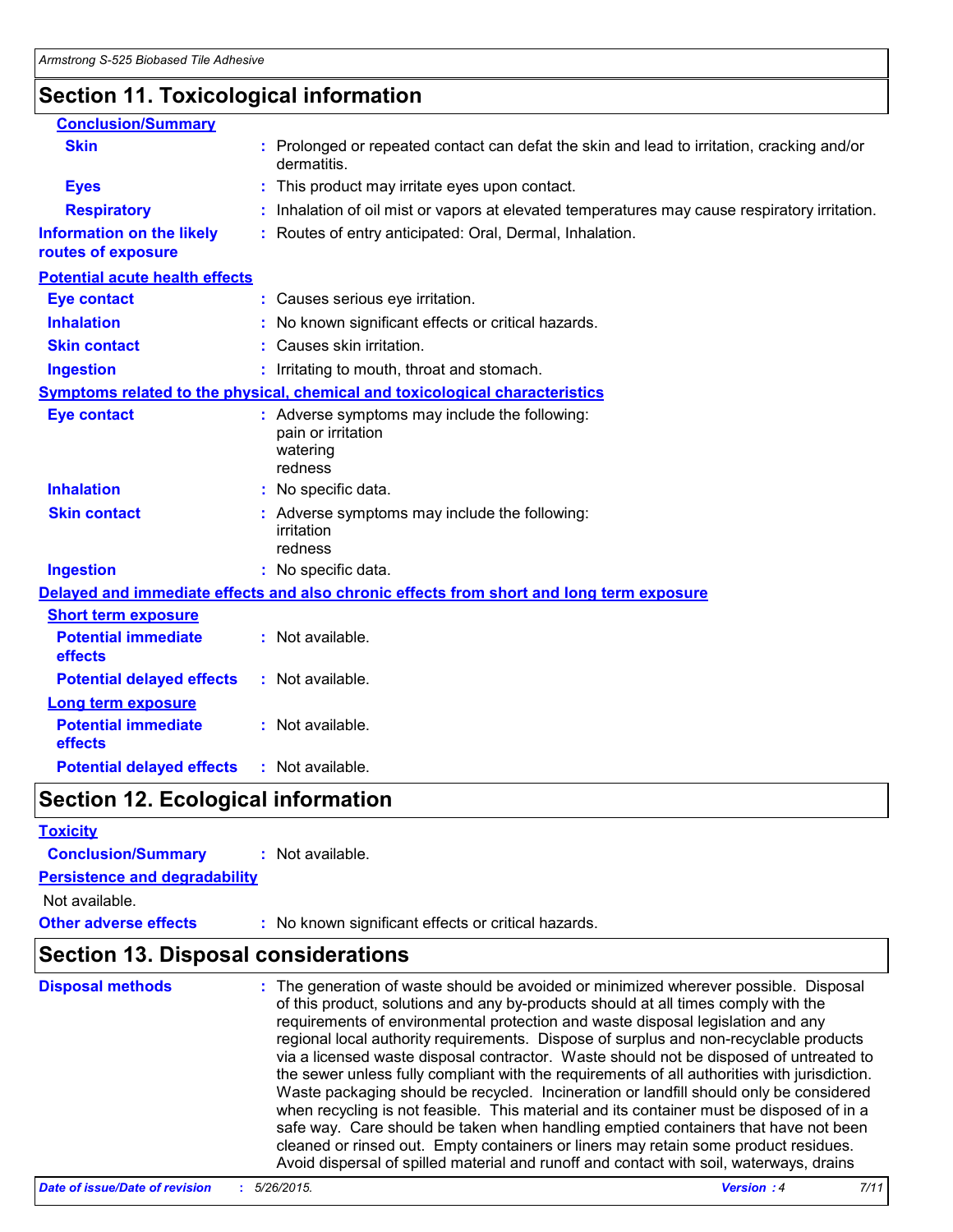## Section 11. Toxicological information

**Conclusion/Summary**

**Skin** : Prolonged or repeated contact can defat the skin and lead to irritation, cracking and/or dermatitis.

**Eyes** : This product may irritate eyes upon contact.

**Respiratory** : Inhalation of oil mist or vapors at elevated temperatures may cause respiratory irritation.

**Information on the likely routes of exposure** : Routes of entry anticipated: Oral, Dermal, Inhalation.

**Potential acute health effects**

**Eye contact** : Causes serious eye irritation.

**Inhalation** : No known significant effects or critical hazards.

**Skin contact** : Causes skin irritation.

**Ingestion** : Irritating to mouth, throat and stomach.

**Symptoms related to the physical, chemical and toxicological characteristics**

**Eye contact** : Adverse symptoms may include the following:
pain or irritation
watering
redness

**Inhalation** : No specific data.

**Skin contact** : Adverse symptoms may include the following:
irritation
redness

**Ingestion** : No specific data.

**Delayed and immediate effects and also chronic effects from short and long term exposure**

**Short term exposure**

**Potential immediate effects** : Not available.

**Potential delayed effects** : Not available.

**Long term exposure**

**Potential immediate effects** : Not available.

**Potential delayed effects** : Not available.

## Section 12. Ecological information

**Toxicity**

**Conclusion/Summary** : Not available.

**Persistence and degradability**

Not available.

**Other adverse effects** : No known significant effects or critical hazards.

## Section 13. Disposal considerations

**Disposal methods** : The generation of waste should be avoided or minimized wherever possible. Disposal of this product, solutions and any by-products should at all times comply with the requirements of environmental protection and waste disposal legislation and any regional local authority requirements. Dispose of surplus and non-recyclable products via a licensed waste disposal contractor. Waste should not be disposed of untreated to the sewer unless fully compliant with the requirements of all authorities with jurisdiction. Waste packaging should be recycled. Incineration or landfill should only be considered when recycling is not feasible. This material and its container must be disposed of in a safe way. Care should be taken when handling emptied containers that have not been cleaned or rinsed out. Empty containers or liners may retain some product residues. Avoid dispersal of spilled material and runoff and contact with soil, waterways, drains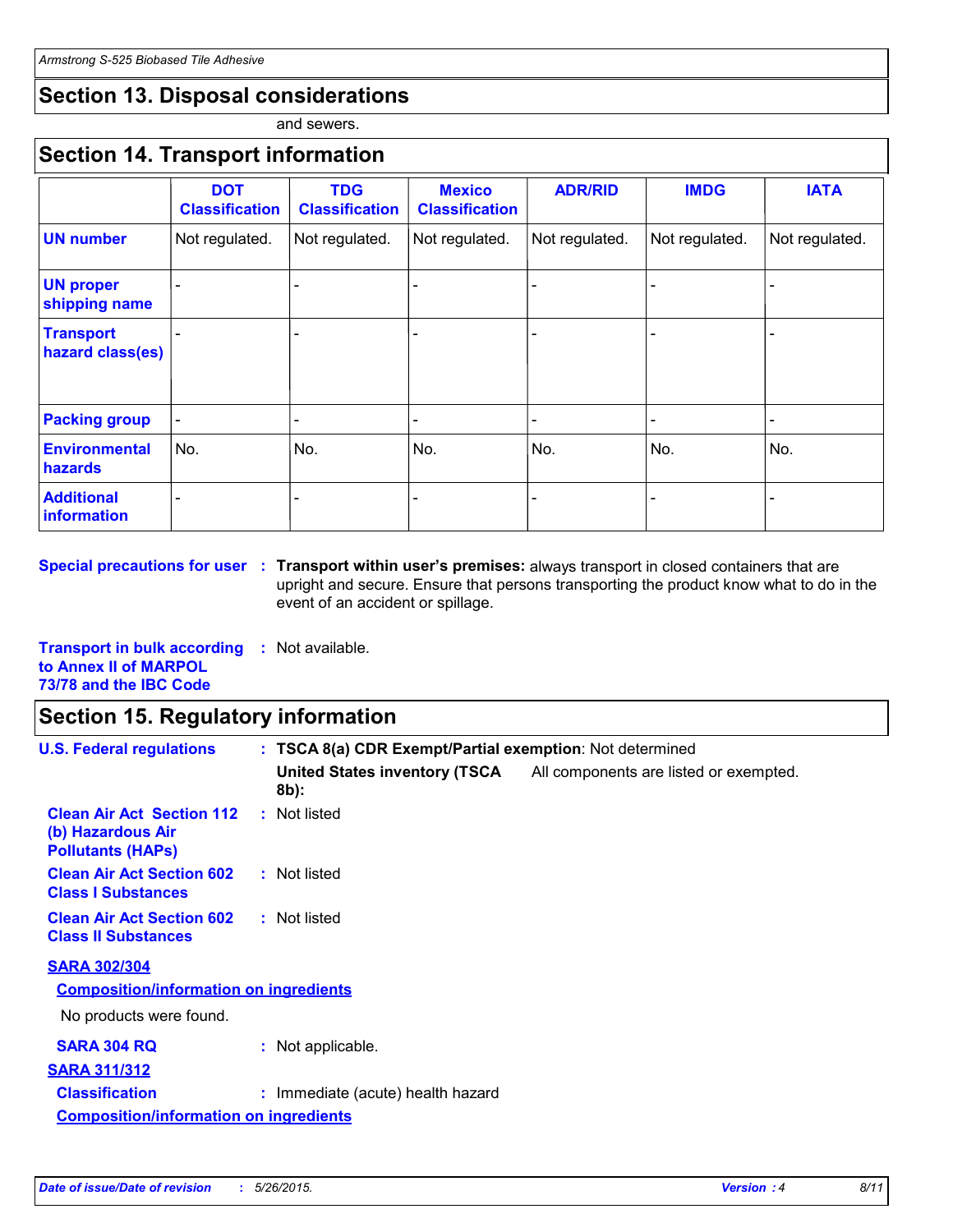## Section 13. Disposal considerations

and sewers.

## Section 14. Transport information

| | DOT Classification | TDG Classification | Mexico Classification | ADR/RID | IMDG | IATA |
|---|---|---|---|---|---|---|
| **UN number** | Not regulated. | Not regulated. | Not regulated. | Not regulated. | Not regulated. | Not regulated. |
| **UN proper shipping name** | - | - | - | - | - | - |
| **Transport hazard class(es)** | - | - | - | - | - | - |
| **Packing group** | - | - | - | - | - | - |
| **Environmental hazards** | No. | No. | No. | No. | No. | No. |
| **Additional information** | - | - | - | - | - | - |

**Special precautions for user** : **Transport within user's premises:** always transport in closed containers that are upright and secure. Ensure that persons transporting the product know what to do in the event of an accident or spillage.

**Transport in bulk according to Annex II of MARPOL 73/78 and the IBC Code** : Not available.

## Section 15. Regulatory information

**U.S. Federal regulations** : **TSCA 8(a) CDR Exempt/Partial exemption**: Not determined

**United States inventory (TSCA 8b):** All components are listed or exempted.

**Clean Air Act Section 112 (b) Hazardous Air Pollutants (HAPs)** : Not listed

**Clean Air Act Section 602 Class I Substances** : Not listed

**Clean Air Act Section 602 Class II Substances** : Not listed

**SARA 302/304**

**Composition/information on ingredients**

No products were found.

**SARA 304 RQ** : Not applicable.

**SARA 311/312**

**Classification** : Immediate (acute) health hazard

**Composition/information on ingredients**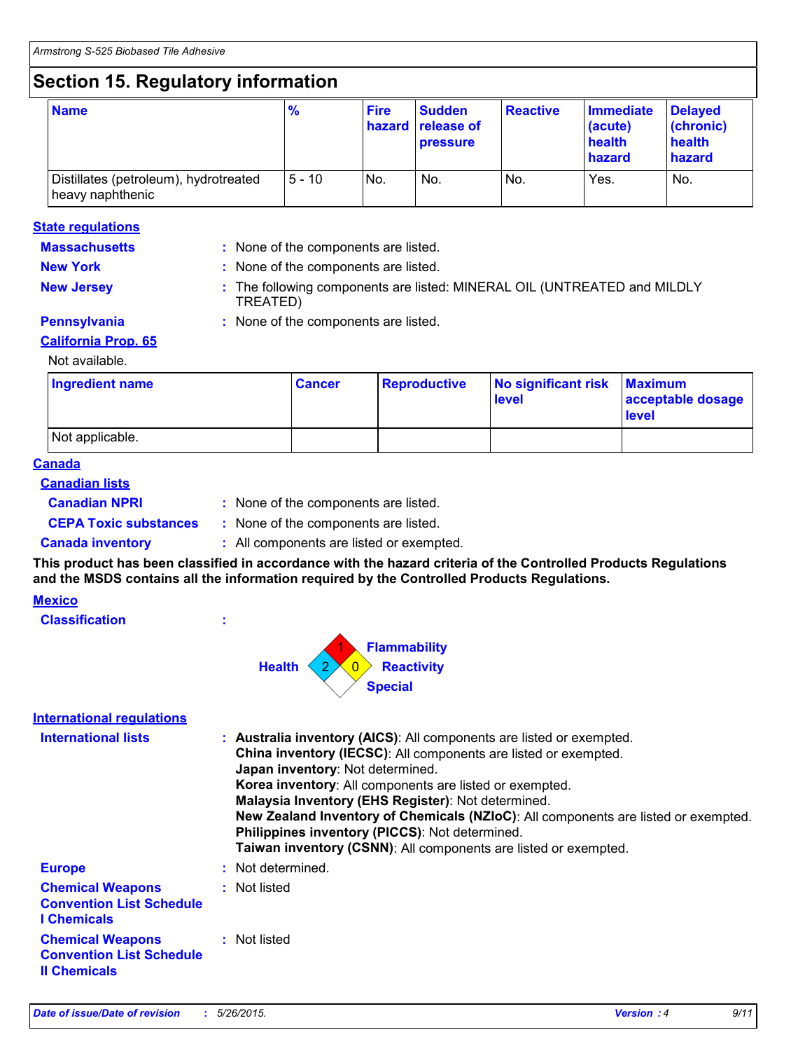## Section 15. Regulatory information

| Name | % | Fire hazard | Sudden release of pressure | Reactive | Immediate (acute) health hazard | Delayed (chronic) health hazard |
|---|---|---|---|---|---|---|
| Distillates (petroleum), hydrotreated heavy naphthenic | 5 - 10 | No. | No. | No. | Yes. | No. |

### State regulations

**Massachusetts** : None of the components are listed.

**New York** : None of the components are listed.

**New Jersey** : The following components are listed: MINERAL OIL (UNTREATED and MILDLY TREATED)

**Pennsylvania** : None of the components are listed.

### California Prop. 65

Not available.

| Ingredient name | Cancer | Reproductive | No significant risk level | Maximum acceptable dosage level |
|---|---|---|---|---|
| Not applicable. | | | | |

### Canada

#### Canadian lists

**Canadian NPRI** : None of the components are listed.

**CEPA Toxic substances** : None of the components are listed.

**Canada inventory** : All components are listed or exempted.

**This product has been classified in accordance with the hazard criteria of the Controlled Products Regulations and the MSDS contains all the information required by the Controlled Products Regulations.**

### Mexico

**Classification** :

Health: 2
Flammability: 1
Reactivity: 0
Special:

### International regulations

**International lists** : **Australia inventory (AICS)**: All components are listed or exempted.
**China inventory (IECSC)**: All components are listed or exempted.
**Japan inventory**: Not determined.
**Korea inventory**: All components are listed or exempted.
**Malaysia Inventory (EHS Register)**: Not determined.
**New Zealand Inventory of Chemicals (NZIoC)**: All components are listed or exempted.
**Philippines inventory (PICCS)**: Not determined.
**Taiwan inventory (CSNN)**: All components are listed or exempted.

**Europe** : Not determined.

**Chemical Weapons Convention List Schedule I Chemicals** : Not listed

**Chemical Weapons Convention List Schedule II Chemicals** : Not listed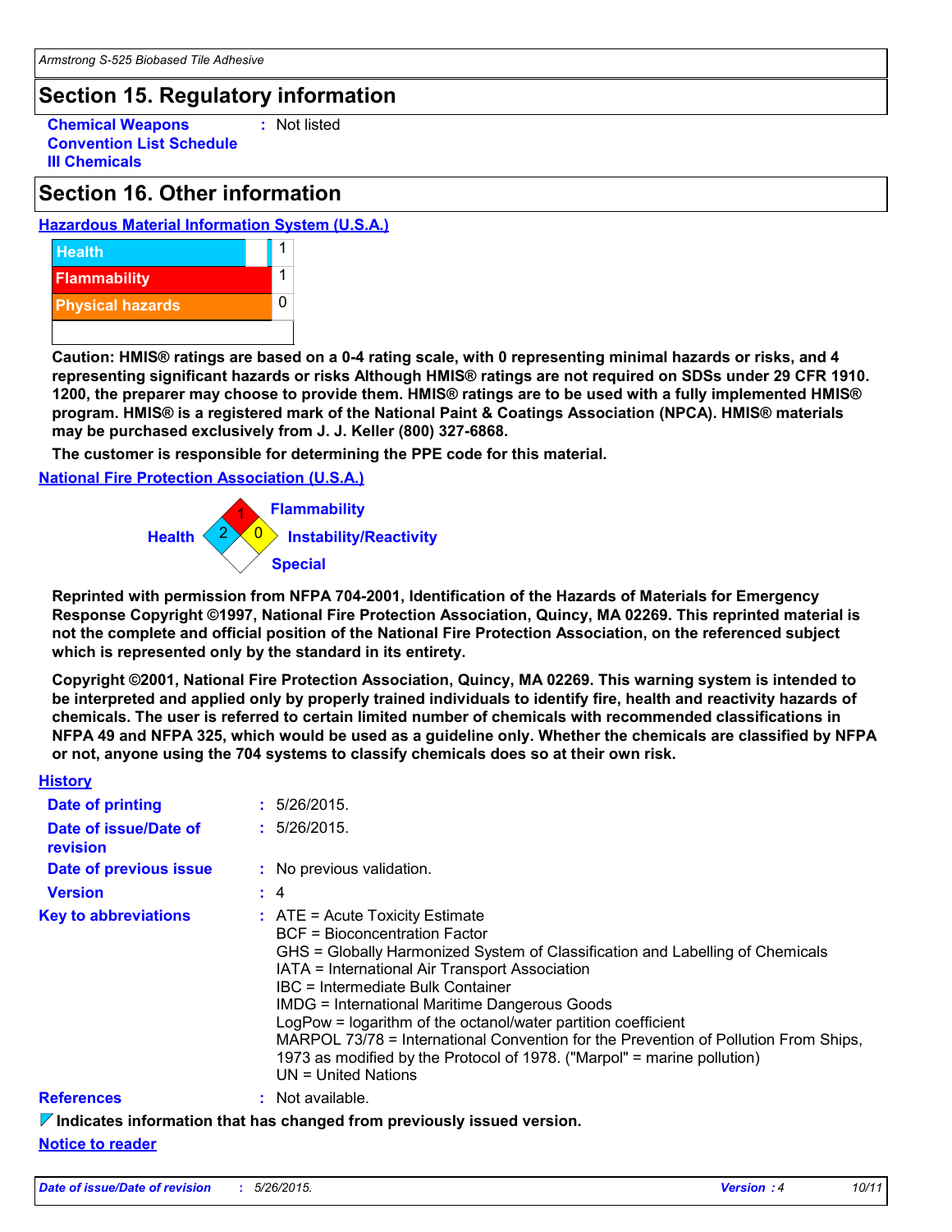## Section 15. Regulatory information

**Chemical Weapons Convention List Schedule III Chemicals** : Not listed

## Section 16. Other information

**Hazardous Material Information System (U.S.A.)**

| | |
|---|---|
| Health | 1 |
| Flammability | 1 |
| Physical hazards | 0 |

**Caution: HMIS® ratings are based on a 0-4 rating scale, with 0 representing minimal hazards or risks, and 4 representing significant hazards or risks Although HMIS® ratings are not required on SDSs under 29 CFR 1910. 1200, the preparer may choose to provide them. HMIS® ratings are to be used with a fully implemented HMIS® program. HMIS® is a registered mark of the National Paint & Coatings Association (NPCA). HMIS® materials may be purchased exclusively from J. J. Keller (800) 327-6868.**

**The customer is responsible for determining the PPE code for this material.**

**National Fire Protection Association (U.S.A.)**

| | |
|---|---|
| Health | 2 |
| Flammability | 1 |
| Instability/Reactivity | 0 |
| Special | |

**Reprinted with permission from NFPA 704-2001, Identification of the Hazards of Materials for Emergency Response Copyright ©1997, National Fire Protection Association, Quincy, MA 02269. This reprinted material is not the complete and official position of the National Fire Protection Association, on the referenced subject which is represented only by the standard in its entirety.**

**Copyright ©2001, National Fire Protection Association, Quincy, MA 02269. This warning system is intended to be interpreted and applied only by properly trained individuals to identify fire, health and reactivity hazards of chemicals. The user is referred to certain limited number of chemicals with recommended classifications in NFPA 49 and NFPA 325, which would be used as a guideline only. Whether the chemicals are classified by NFPA or not, anyone using the 704 systems to classify chemicals does so at their own risk.**

**History**

**Date of printing** : 5/26/2015.

**Date of issue/Date of revision** : 5/26/2015.

**Date of previous issue** : No previous validation.

**Version** : 4

**Key to abbreviations** :
ATE = Acute Toxicity Estimate
BCF = Bioconcentration Factor
GHS = Globally Harmonized System of Classification and Labelling of Chemicals
IATA = International Air Transport Association
IBC = Intermediate Bulk Container
IMDG = International Maritime Dangerous Goods
LogPow = logarithm of the octanol/water partition coefficient
MARPOL 73/78 = International Convention for the Prevention of Pollution From Ships, 1973 as modified by the Protocol of 1978. ("Marpol" = marine pollution)
UN = United Nations

**References** : Not available.

**Indicates information that has changed from previously issued version.**

**Notice to reader**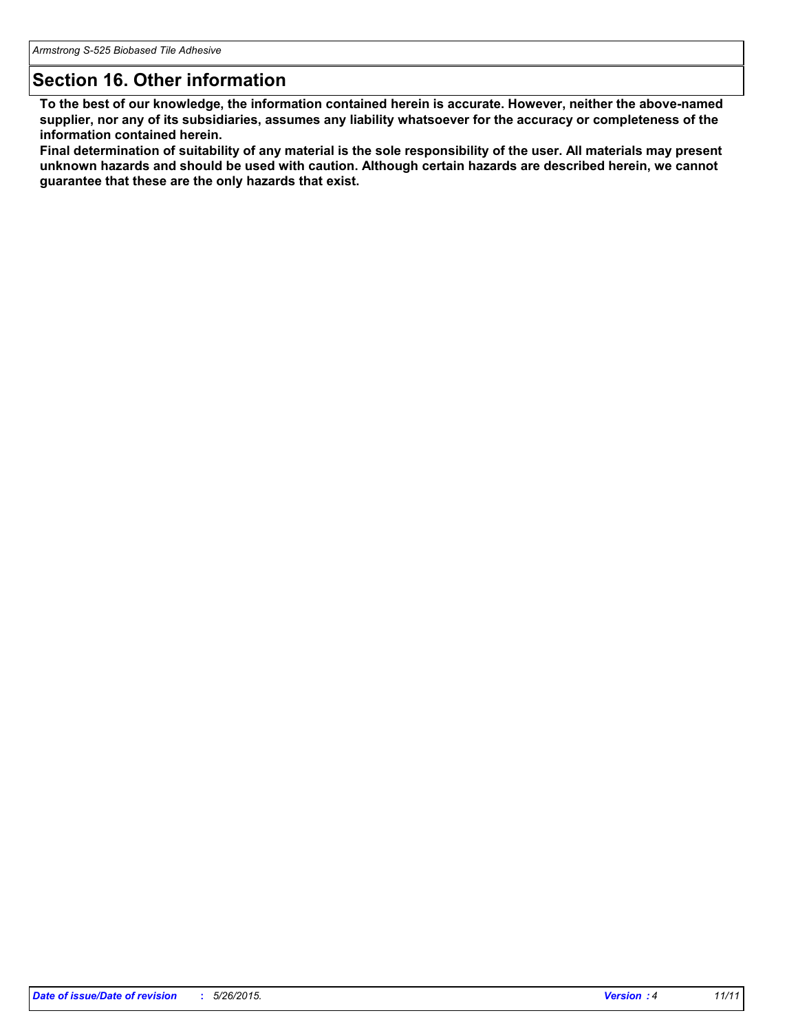## Section 16. Other information

**To the best of our knowledge, the information contained herein is accurate. However, neither the above-named supplier, nor any of its subsidiaries, assumes any liability whatsoever for the accuracy or completeness of the information contained herein.**

**Final determination of suitability of any material is the sole responsibility of the user. All materials may present unknown hazards and should be used with caution. Although certain hazards are described herein, we cannot guarantee that these are the only hazards that exist.**